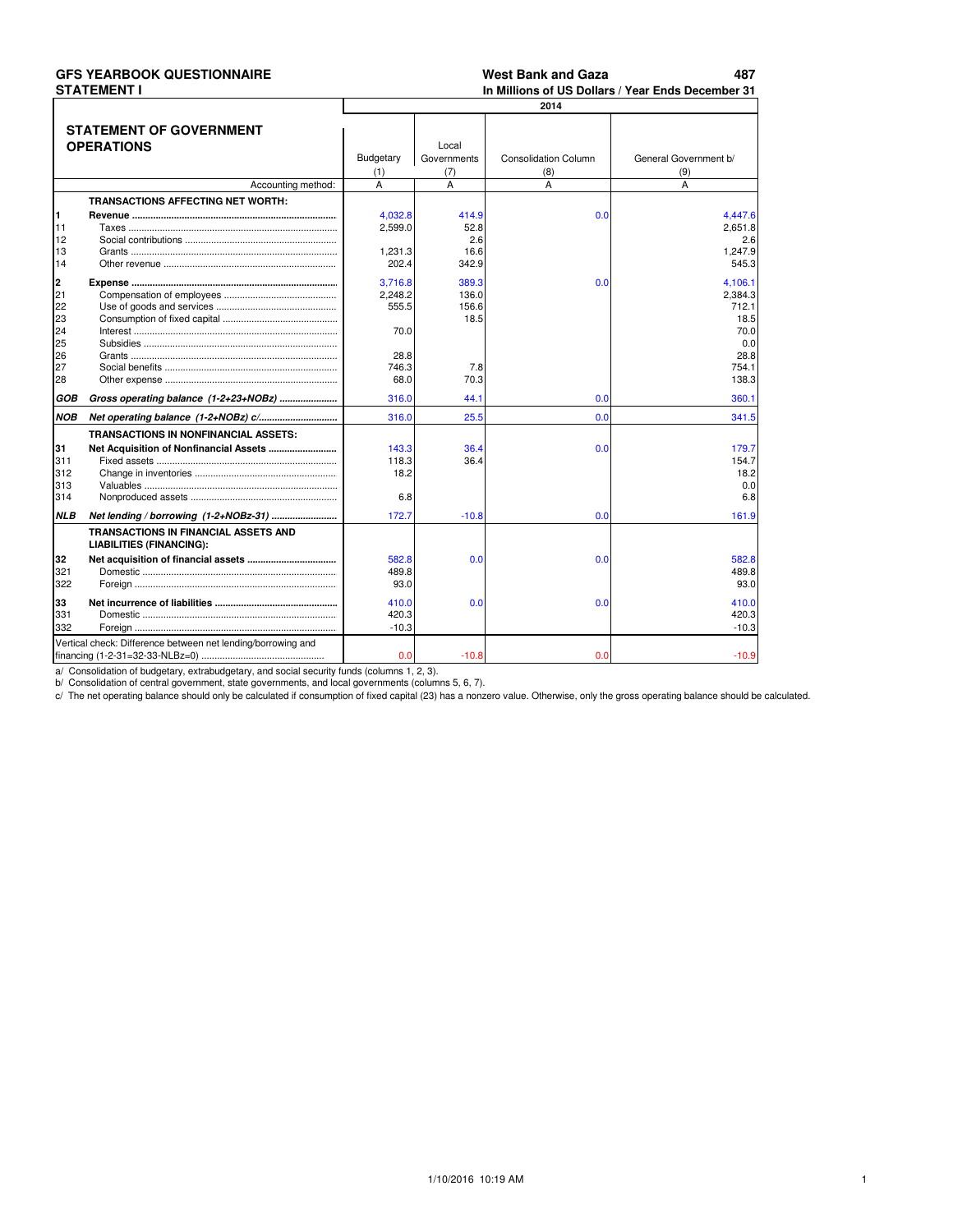**GFS YEARBOOK QUESTIONNAIRE**
**STATEMENT I**

**West Bank and Gaza**
**In Millions of US Dollars / Year Ends December 31**

| | **STATEMENT OF GOVERNMENT OPERATIONS** | 2014 | | | |
|---|---|---|---|---|---|
| | | Budgetary (1) | Local Governments (7) | Consolidation Column (8) | General Government b/ (9) |
| | Accounting method: | A | A | A | A |
| | **TRANSACTIONS AFFECTING NET WORTH:** | | | | |
| **1** | **Revenue** | 4,032.8 | 414.9 | 0.0 | 4,447.6 |
| 11 | Taxes | 2,599.0 | 52.8 | | 2,651.8 |
| 12 | Social contributions | | 2.6 | | 2.6 |
| 13 | Grants | 1,231.3 | 16.6 | | 1,247.9 |
| 14 | Other revenue | 202.4 | 342.9 | | 545.3 |
| **2** | **Expense** | 3,716.8 | 389.3 | 0.0 | 4,106.1 |
| 21 | Compensation of employees | 2,248.2 | 136.0 | | 2,384.3 |
| 22 | Use of goods and services | 555.5 | 156.6 | | 712.1 |
| 23 | Consumption of fixed capital | | 18.5 | | 18.5 |
| 24 | Interest | 70.0 | | | 70.0 |
| 25 | Subsidies | | | | 0.0 |
| 26 | Grants | 28.8 | | | 28.8 |
| 27 | Social benefits | 746.3 | 7.8 | | 754.1 |
| 28 | Other expense | 68.0 | 70.3 | | 138.3 |
| ***GOB*** | ***Gross operating balance (1-2+23+NOBz)*** | 316.0 | 44.1 | 0.0 | 360.1 |
| ***NOB*** | ***Net operating balance (1-2+NOBz) c/*** | 316.0 | 25.5 | 0.0 | 341.5 |
| | **TRANSACTIONS IN NONFINANCIAL ASSETS:** | | | | |
| **31** | **Net Acquisition of Nonfinancial Assets** | 143.3 | 36.4 | 0.0 | 179.7 |
| 311 | Fixed assets | 118.3 | 36.4 | | 154.7 |
| 312 | Change in inventories | 18.2 | | | 18.2 |
| 313 | Valuables | | | | 0.0 |
| 314 | Nonproduced assets | 6.8 | | | 6.8 |
| ***NLB*** | ***Net lending / borrowing (1-2+NOBz-31)*** | 172.7 | -10.8 | 0.0 | 161.9 |
| | **TRANSACTIONS IN FINANCIAL ASSETS AND LIABILITIES (FINANCING):** | | | | |
| **32** | **Net acquisition of financial assets** | 582.8 | 0.0 | 0.0 | 582.8 |
| 321 | Domestic | 489.8 | | | 489.8 |
| 322 | Foreign | 93.0 | | | 93.0 |
| **33** | **Net incurrence of liabilities** | 410.0 | 0.0 | 0.0 | 410.0 |
| 331 | Domestic | 420.3 | | | 420.3 |
| 332 | Foreign | -10.3 | | | -10.3 |
| | Vertical check: Difference between net lending/borrowing and financing (1-2-31=32-33-NLBz=0) | 0.0 | -10.8 | 0.0 | -10.9 |

a/ Consolidation of budgetary, extrabudgetary, and social security funds (columns 1, 2, 3).
b/ Consolidation of central government, state governments, and local governments (columns 5, 6, 7).
c/ The net operating balance should only be calculated if consumption of fixed capital (23) has a nonzero value. Otherwise, only the gross operating balance should be calculated.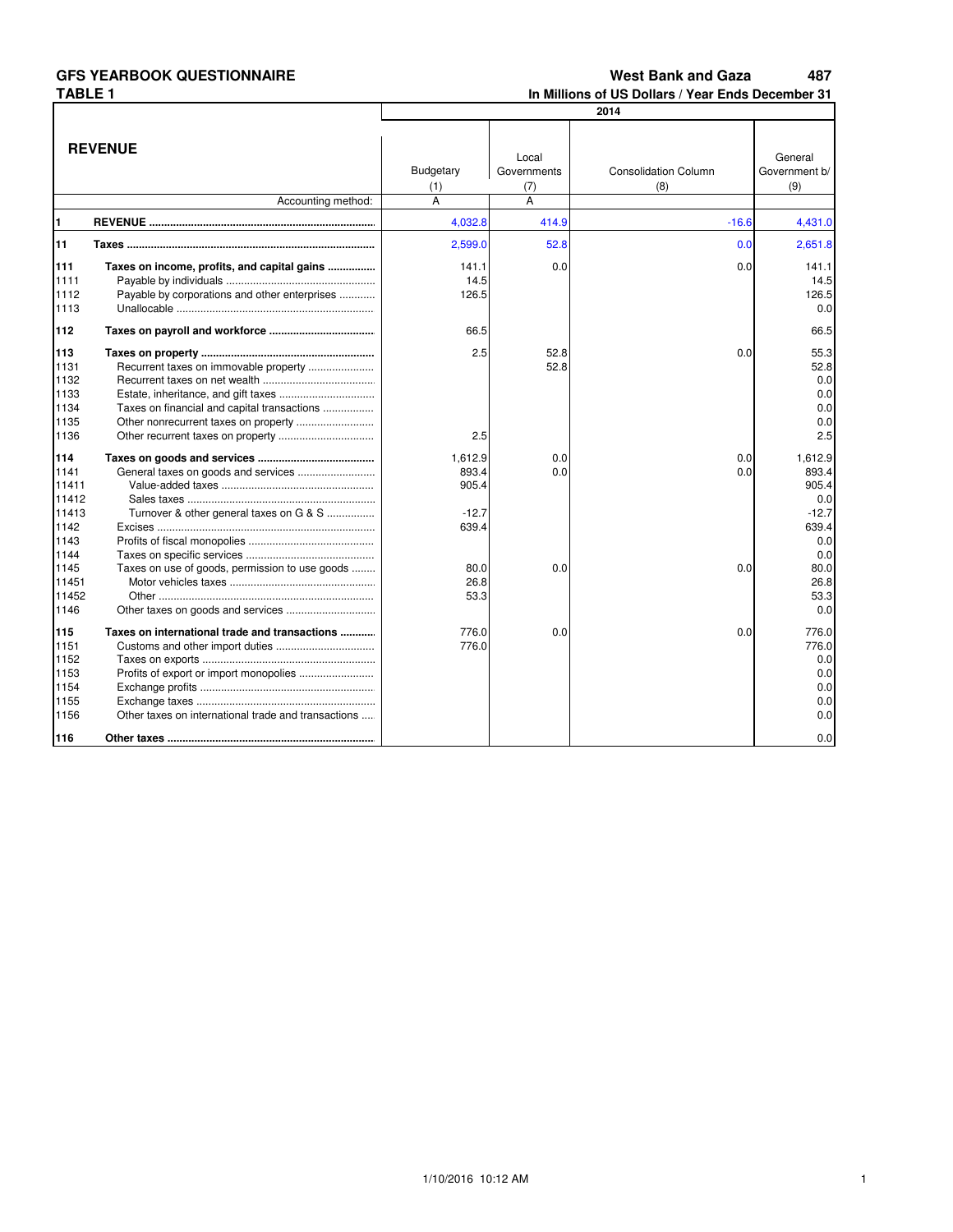**GFS YEARBOOK QUESTIONNAIRE**
**TABLE 1**

**West Bank and Gaza** **487**
**In Millions of US Dollars / Year Ends December 31**

| | REVENUE | 2014 | | | |
|---|---|---|---|---|---|
| | | Budgetary (1) | Local Governments (7) | Consolidation Column (8) | General Government b/ (9) |
| | Accounting method: | A | A | | |
| **1** | **REVENUE** | 4,032.8 | 414.9 | -16.6 | 4,431.0 |
| **11** | **Taxes** | 2,599.0 | 52.8 | 0.0 | 2,651.8 |
| **111** | **Taxes on income, profits, and capital gains** | 141.1 | 0.0 | 0.0 | 141.1 |
| 1111 | Payable by individuals | 14.5 | | | 14.5 |
| 1112 | Payable by corporations and other enterprises | 126.5 | | | 126.5 |
| 1113 | Unallocable | | | | 0.0 |
| **112** | **Taxes on payroll and workforce** | 66.5 | | | 66.5 |
| **113** | **Taxes on property** | 2.5 | 52.8 | 0.0 | 55.3 |
| 1131 | Recurrent taxes on immovable property | | 52.8 | | 52.8 |
| 1132 | Recurrent taxes on net wealth | | | | 0.0 |
| 1133 | Estate, inheritance, and gift taxes | | | | 0.0 |
| 1134 | Taxes on financial and capital transactions | | | | 0.0 |
| 1135 | Other nonrecurrent taxes on property | | | | 0.0 |
| 1136 | Other recurrent taxes on property | 2.5 | | | 2.5 |
| **114** | **Taxes on goods and services** | 1,612.9 | 0.0 | 0.0 | 1,612.9 |
| 1141 | General taxes on goods and services | 893.4 | 0.0 | 0.0 | 893.4 |
| 11411 | Value-added taxes | 905.4 | | | 905.4 |
| 11412 | Sales taxes | | | | 0.0 |
| 11413 | Turnover & other general taxes on G & S | -12.7 | | | -12.7 |
| 1142 | Excises | 639.4 | | | 639.4 |
| 1143 | Profits of fiscal monopolies | | | | 0.0 |
| 1144 | Taxes on specific services | | | | 0.0 |
| 1145 | Taxes on use of goods, permission to use goods | 80.0 | 0.0 | 0.0 | 80.0 |
| 11451 | Motor vehicles taxes | 26.8 | | | 26.8 |
| 11452 | Other | 53.3 | | | 53.3 |
| 1146 | Other taxes on goods and services | | | | 0.0 |
| **115** | **Taxes on international trade and transactions** | 776.0 | 0.0 | 0.0 | 776.0 |
| 1151 | Customs and other import duties | 776.0 | | | 776.0 |
| 1152 | Taxes on exports | | | | 0.0 |
| 1153 | Profits of export or import monopolies | | | | 0.0 |
| 1154 | Exchange profits | | | | 0.0 |
| 1155 | Exchange taxes | | | | 0.0 |
| 1156 | Other taxes on international trade and transactions | | | | 0.0 |
| **116** | **Other taxes** | | | | 0.0 |

1/10/2016 10:12 AM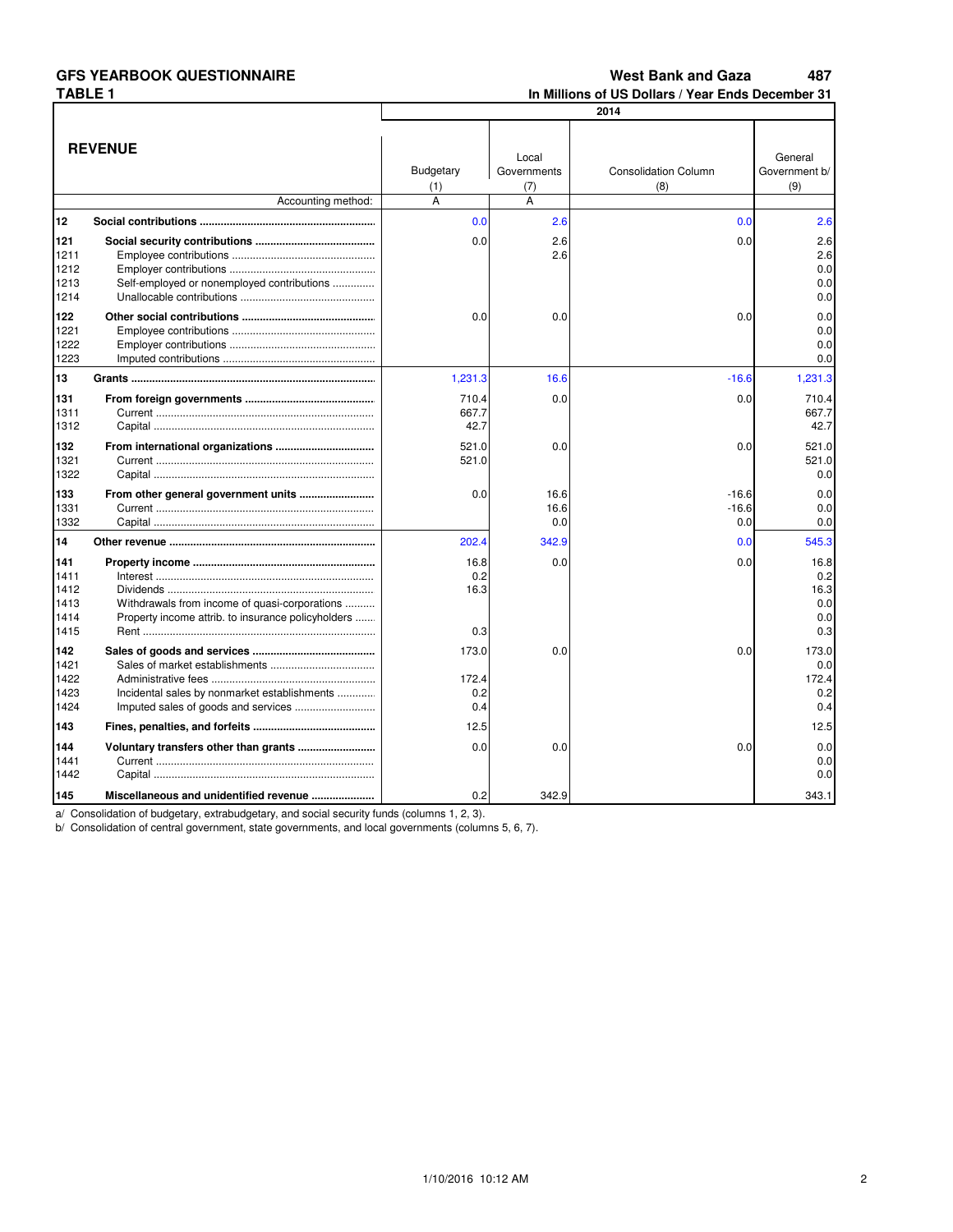# GFS YEARBOOK QUESTIONNAIRE

## TABLE 1

**West Bank and Gaza**

**In Millions of US Dollars / Year Ends December 31**

| | REVENUE | 2014 Budgetary (1) | Local Governments (7) | Consolidation Column (8) | General Government b/ (9) |
|---|---|---|---|---|---|
| | Accounting method: | A | A | | |
| **12** | **Social contributions** | 0.0 | 2.6 | 0.0 | 2.6 |
| **121** | **Social security contributions** | 0.0 | 2.6 | 0.0 | 2.6 |
| 1211 | Employee contributions | | 2.6 | | 2.6 |
| 1212 | Employer contributions | | | | 0.0 |
| 1213 | Self-employed or nonemployed contributions | | | | 0.0 |
| 1214 | Unallocable contributions | | | | 0.0 |
| **122** | **Other social contributions** | 0.0 | 0.0 | 0.0 | 0.0 |
| 1221 | Employee contributions | | | | 0.0 |
| 1222 | Employer contributions | | | | 0.0 |
| 1223 | Imputed contributions | | | | 0.0 |
| **13** | **Grants** | 1,231.3 | 16.6 | -16.6 | 1,231.3 |
| **131** | **From foreign governments** | 710.4 | 0.0 | 0.0 | 710.4 |
| 1311 | Current | 667.7 | | | 667.7 |
| 1312 | Capital | 42.7 | | | 42.7 |
| **132** | **From international organizations** | 521.0 | 0.0 | 0.0 | 521.0 |
| 1321 | Current | 521.0 | | | 521.0 |
| 1322 | Capital | | | | 0.0 |
| **133** | **From other general government units** | 0.0 | 16.6 | -16.6 | 0.0 |
| 1331 | Current | | 16.6 | -16.6 | 0.0 |
| 1332 | Capital | | 0.0 | 0.0 | 0.0 |
| **14** | **Other revenue** | 202.4 | 342.9 | 0.0 | 545.3 |
| **141** | **Property income** | 16.8 | 0.0 | 0.0 | 16.8 |
| 1411 | Interest | 0.2 | | | 0.2 |
| 1412 | Dividends | 16.3 | | | 16.3 |
| 1413 | Withdrawals from income of quasi-corporations | | | | 0.0 |
| 1414 | Property income attrib. to insurance policyholders | | | | 0.0 |
| 1415 | Rent | 0.3 | | | 0.3 |
| **142** | **Sales of goods and services** | 173.0 | 0.0 | 0.0 | 173.0 |
| 1421 | Sales of market establishments | | | | 0.0 |
| 1422 | Administrative fees | 172.4 | | | 172.4 |
| 1423 | Incidental sales by nonmarket establishments | 0.2 | | | 0.2 |
| 1424 | Imputed sales of goods and services | 0.4 | | | 0.4 |
| **143** | **Fines, penalties, and forfeits** | 12.5 | | | 12.5 |
| **144** | **Voluntary transfers other than grants** | 0.0 | 0.0 | 0.0 | 0.0 |
| 1441 | Current | | | | 0.0 |
| 1442 | Capital | | | | 0.0 |
| **145** | **Miscellaneous and unidentified revenue** | 0.2 | 342.9 | | 343.1 |

a/ Consolidation of budgetary, extrabudgetary, and social security funds (columns 1, 2, 3).

b/ Consolidation of central government, state governments, and local governments (columns 5, 6, 7).

1/10/2016 10:12 AM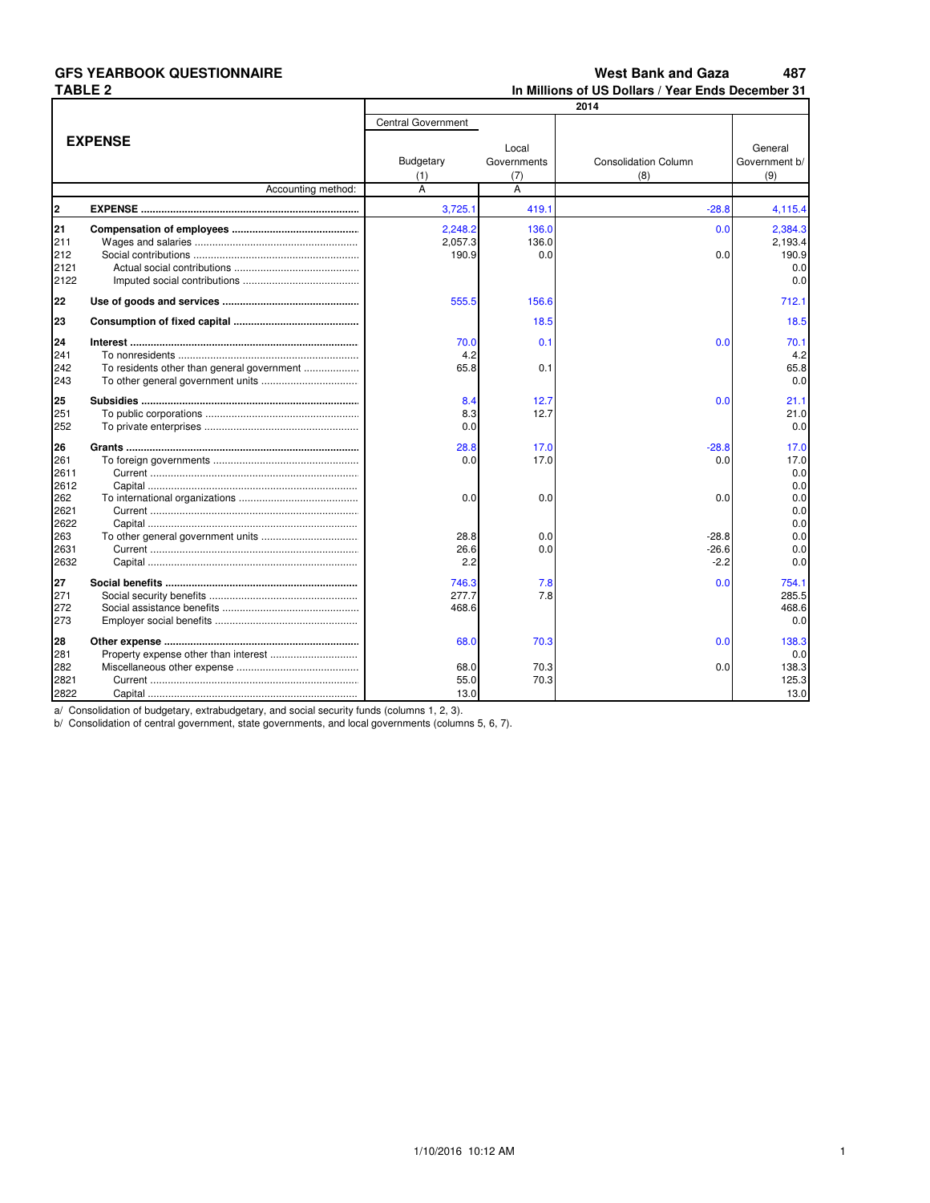**GFS YEARBOOK QUESTIONNAIRE** **West Bank and Gaza** **487**

**TABLE 2** **In Millions of US Dollars / Year Ends December 31**

| | **EXPENSE** | Central Government Budgetary (1) | Local Governments (7) | Consolidation Column (8) | General Government b/ (9) |
|---|---|---|---|---|---|
| | | **2014** | | | |
| | Accounting method: | A | A | | |
| **2** | **EXPENSE** | 3,725.1 | 419.1 | -28.8 | 4,115.4 |
| **21** | **Compensation of employees** | 2,248.2 | 136.0 | 0.0 | 2,384.3 |
| 211 | Wages and salaries | 2,057.3 | 136.0 | | 2,193.4 |
| 212 | Social contributions | 190.9 | 0.0 | 0.0 | 190.9 |
| 2121 | Actual social contributions | | | | 0.0 |
| 2122 | Imputed social contributions | | | | 0.0 |
| **22** | **Use of goods and services** | 555.5 | 156.6 | | 712.1 |
| **23** | **Consumption of fixed capital** | | 18.5 | | 18.5 |
| **24** | **Interest** | 70.0 | 0.1 | 0.0 | 70.1 |
| 241 | To nonresidents | 4.2 | | | 4.2 |
| 242 | To residents other than general government | 65.8 | 0.1 | | 65.8 |
| 243 | To other general government units | | | | 0.0 |
| **25** | **Subsidies** | 8.4 | 12.7 | 0.0 | 21.1 |
| 251 | To public corporations | 8.3 | 12.7 | | 21.0 |
| 252 | To private enterprises | 0.0 | | | 0.0 |
| **26** | **Grants** | 28.8 | 17.0 | -28.8 | 17.0 |
| 261 | To foreign governments | 0.0 | 17.0 | 0.0 | 17.0 |
| 2611 | Current | | | | 0.0 |
| 2612 | Capital | | | | 0.0 |
| 262 | To international organizations | 0.0 | 0.0 | 0.0 | 0.0 |
| 2621 | Current | | | | 0.0 |
| 2622 | Capital | | | | 0.0 |
| 263 | To other general government units | 28.8 | 0.0 | -28.8 | 0.0 |
| 2631 | Current | 26.6 | 0.0 | -26.6 | 0.0 |
| 2632 | Capital | 2.2 | | -2.2 | 0.0 |
| **27** | **Social benefits** | 746.3 | 7.8 | 0.0 | 754.1 |
| 271 | Social security benefits | 277.7 | 7.8 | | 285.5 |
| 272 | Social assistance benefits | 468.6 | | | 468.6 |
| 273 | Employer social benefits | | | | 0.0 |
| **28** | **Other expense** | 68.0 | 70.3 | 0.0 | 138.3 |
| 281 | Property expense other than interest | | | | 0.0 |
| 282 | Miscellaneous other expense | 68.0 | 70.3 | 0.0 | 138.3 |
| 2821 | Current | 55.0 | 70.3 | | 125.3 |
| 2822 | Capital | 13.0 | | | 13.0 |

a/ Consolidation of budgetary, extrabudgetary, and social security funds (columns 1, 2, 3).

b/ Consolidation of central government, state governments, and local governments (columns 5, 6, 7).

1/10/2016 10:12 AM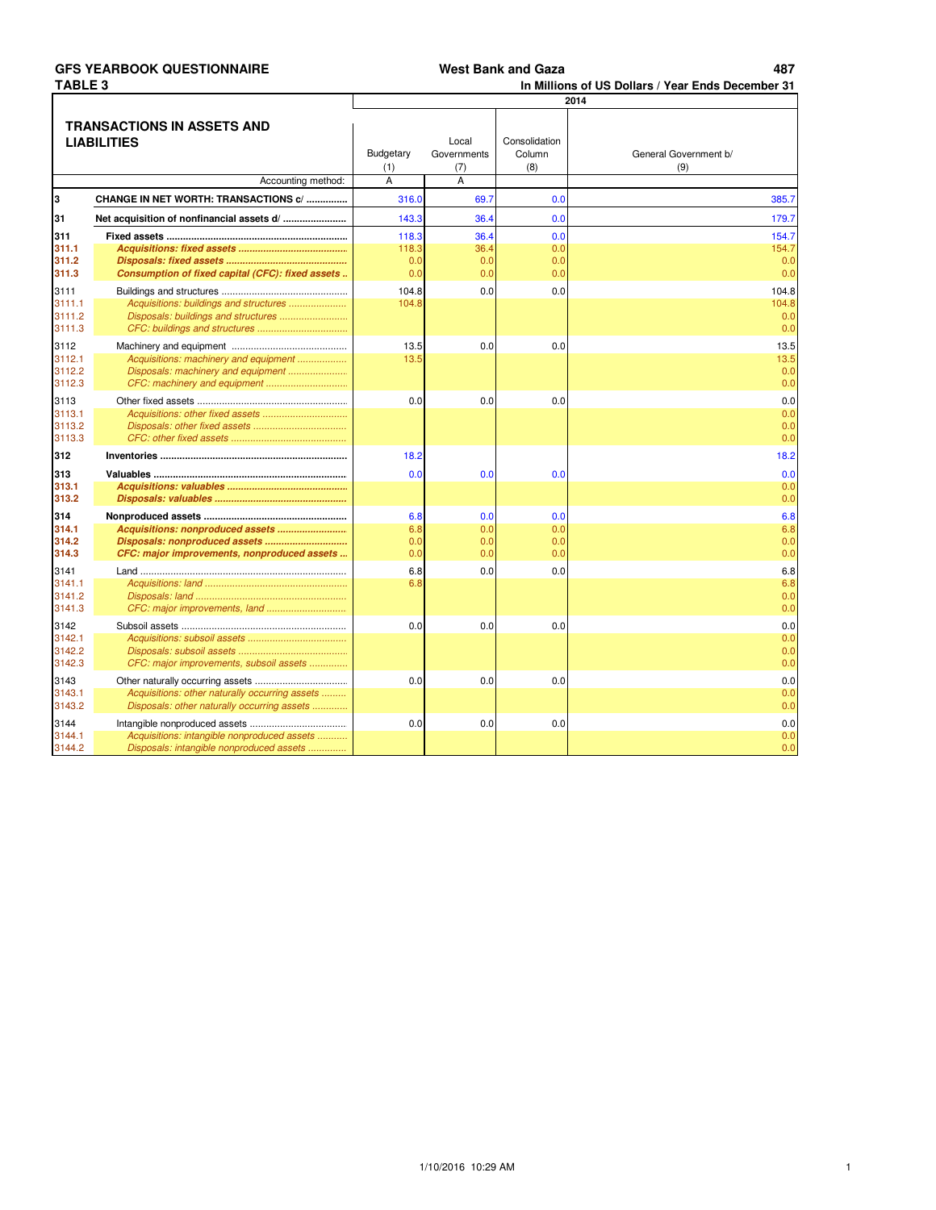**GFS YEARBOOK QUESTIONNAIRE** | **West Bank and Gaza** | **487**

**TABLE 3** | **In Millions of US Dollars / Year Ends December 31**

| | **TRANSACTIONS IN ASSETS AND LIABILITIES** | 2014 | | | |
|---|---|---|---|---|---|
| | | Budgetary (1) | Local Governments (7) | Consolidation Column (8) | General Government b/ (9) |
| | Accounting method: | A | A | | |
| **3** | **CHANGE IN NET WORTH: TRANSACTIONS c/** | 316.0 | 69.7 | 0.0 | 385.7 |
| **31** | **Net acquisition of nonfinancial assets d/** | 143.3 | 36.4 | 0.0 | 179.7 |
| **311** | **Fixed assets** | 118.3 | 36.4 | 0.0 | 154.7 |
| **311.1** | ***Acquisitions: fixed assets*** | 118.3 | 36.4 | 0.0 | 154.7 |
| **311.2** | ***Disposals: fixed assets*** | 0.0 | 0.0 | 0.0 | 0.0 |
| **311.3** | ***Consumption of fixed capital (CFC): fixed assets*** | 0.0 | 0.0 | 0.0 | 0.0 |
| 3111 | Buildings and structures | 104.8 | 0.0 | 0.0 | 104.8 |
| 3111.1 | *Acquisitions: buildings and structures* | 104.8 | | | 104.8 |
| 3111.2 | *Disposals: buildings and structures* | | | | 0.0 |
| 3111.3 | *CFC: buildings and structures* | | | | 0.0 |
| 3112 | Machinery and equipment | 13.5 | 0.0 | 0.0 | 13.5 |
| 3112.1 | *Acquisitions: machinery and equipment* | 13.5 | | | 13.5 |
| 3112.2 | *Disposals: machinery and equipment* | | | | 0.0 |
| 3112.3 | *CFC: machinery and equipment* | | | | 0.0 |
| 3113 | Other fixed assets | 0.0 | 0.0 | 0.0 | 0.0 |
| 3113.1 | *Acquisitions: other fixed assets* | | | | 0.0 |
| 3113.2 | *Disposals: other fixed assets* | | | | 0.0 |
| 3113.3 | *CFC: other fixed assets* | | | | 0.0 |
| **312** | **Inventories** | 18.2 | | | 18.2 |
| **313** | **Valuables** | 0.0 | 0.0 | 0.0 | 0.0 |
| **313.1** | ***Acquisitions: valuables*** | | | | 0.0 |
| **313.2** | ***Disposals: valuables*** | | | | 0.0 |
| **314** | **Nonproduced assets** | 6.8 | 0.0 | 0.0 | 6.8 |
| **314.1** | ***Acquisitions: nonproduced assets*** | 6.8 | 0.0 | 0.0 | 6.8 |
| **314.2** | ***Disposals: nonproduced assets*** | 0.0 | 0.0 | 0.0 | 0.0 |
| **314.3** | ***CFC: major improvements, nonproduced assets*** | 0.0 | 0.0 | 0.0 | 0.0 |
| 3141 | Land | 6.8 | 0.0 | 0.0 | 6.8 |
| 3141.1 | *Acquisitions: land* | 6.8 | | | 6.8 |
| 3141.2 | *Disposals: land* | | | | 0.0 |
| 3141.3 | *CFC: major improvements, land* | | | | 0.0 |
| 3142 | Subsoil assets | 0.0 | 0.0 | 0.0 | 0.0 |
| 3142.1 | *Acquisitions: subsoil assets* | | | | 0.0 |
| 3142.2 | *Disposals: subsoil assets* | | | | 0.0 |
| 3142.3 | *CFC: major improvements, subsoil assets* | | | | 0.0 |
| 3143 | Other naturally occurring assets | 0.0 | 0.0 | 0.0 | 0.0 |
| 3143.1 | *Acquisitions: other naturally occurring assets* | | | | 0.0 |
| 3143.2 | *Disposals: other naturally occurring assets* | | | | 0.0 |
| 3144 | Intangible nonproduced assets | 0.0 | 0.0 | 0.0 | 0.0 |
| 3144.1 | *Acquisitions: intangible nonproduced assets* | | | | 0.0 |
| 3144.2 | *Disposals: intangible nonproduced assets* | | | | 0.0 |

1/10/2016 10:29 AM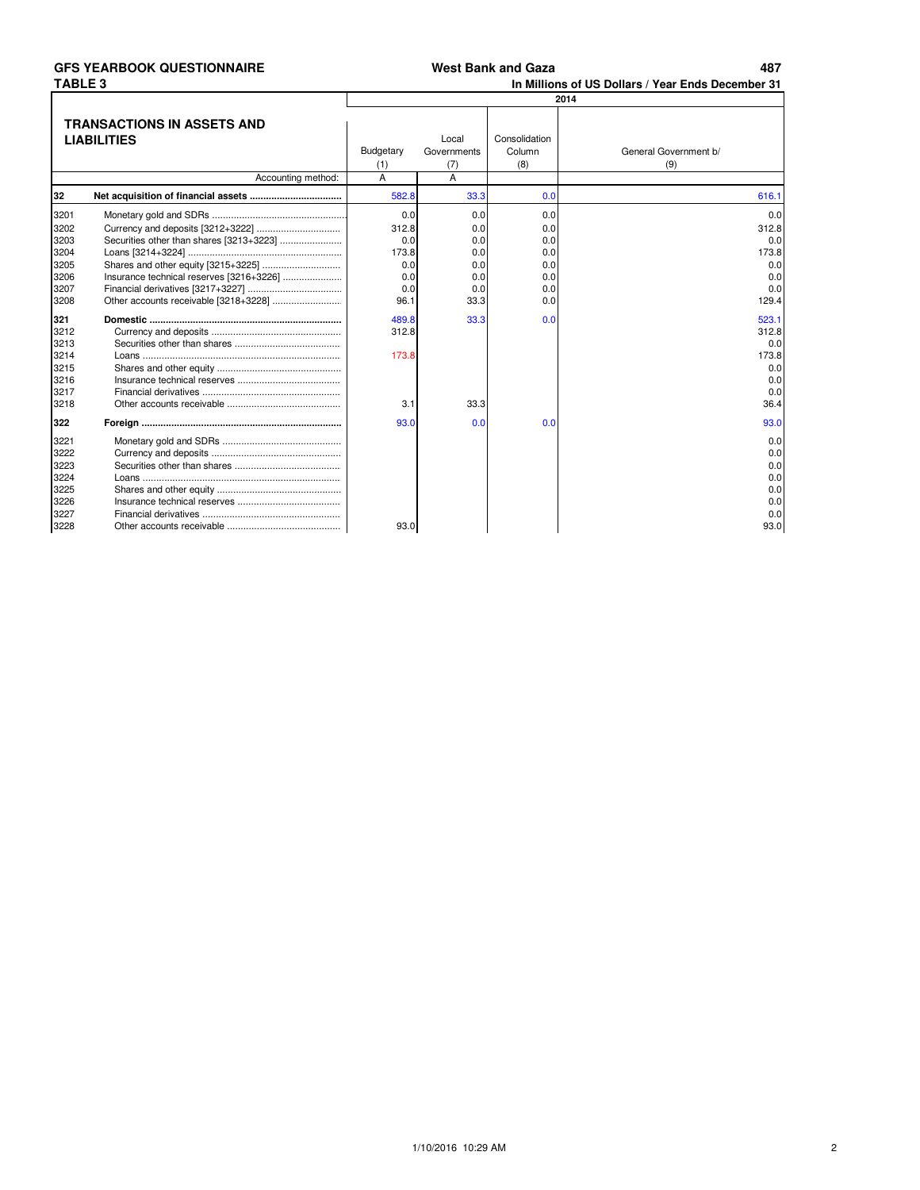**GFS YEARBOOK QUESTIONNAIRE** **West Bank and Gaza**

**TABLE 3** **In Millions of US Dollars / Year Ends December 31**

| | **TRANSACTIONS IN ASSETS AND LIABILITIES** | 2014 | | | |
|---|---|---|---|---|---|
| | | Budgetary (1) | Local Governments (7) | Consolidation Column (8) | General Government b/ (9) |
| | Accounting method: | A | A | | |
| **32** | **Net acquisition of financial assets** | 582.8 | 33.3 | 0.0 | 616.1 |
| 3201 | Monetary gold and SDRs | 0.0 | 0.0 | 0.0 | 0.0 |
| 3202 | Currency and deposits [3212+3222] | 312.8 | 0.0 | 0.0 | 312.8 |
| 3203 | Securities other than shares [3213+3223] | 0.0 | 0.0 | 0.0 | 0.0 |
| 3204 | Loans [3214+3224] | 173.8 | 0.0 | 0.0 | 173.8 |
| 3205 | Shares and other equity [3215+3225] | 0.0 | 0.0 | 0.0 | 0.0 |
| 3206 | Insurance technical reserves [3216+3226] | 0.0 | 0.0 | 0.0 | 0.0 |
| 3207 | Financial derivatives [3217+3227] | 0.0 | 0.0 | 0.0 | 0.0 |
| 3208 | Other accounts receivable [3218+3228] | 96.1 | 33.3 | 0.0 | 129.4 |
| **321** | **Domestic** | 489.8 | 33.3 | 0.0 | 523.1 |
| 3212 | Currency and deposits | 312.8 | | | 312.8 |
| 3213 | Securities other than shares | | | | 0.0 |
| 3214 | Loans | 173.8 | | | 173.8 |
| 3215 | Shares and other equity | | | | 0.0 |
| 3216 | Insurance technical reserves | | | | 0.0 |
| 3217 | Financial derivatives | | | | 0.0 |
| 3218 | Other accounts receivable | 3.1 | 33.3 | | 36.4 |
| **322** | **Foreign** | 93.0 | 0.0 | 0.0 | 93.0 |
| 3221 | Monetary gold and SDRs | | | | 0.0 |
| 3222 | Currency and deposits | | | | 0.0 |
| 3223 | Securities other than shares | | | | 0.0 |
| 3224 | Loans | | | | 0.0 |
| 3225 | Shares and other equity | | | | 0.0 |
| 3226 | Insurance technical reserves | | | | 0.0 |
| 3227 | Financial derivatives | | | | 0.0 |
| 3228 | Other accounts receivable | 93.0 | | | 93.0 |

1/10/2016 10:29 AM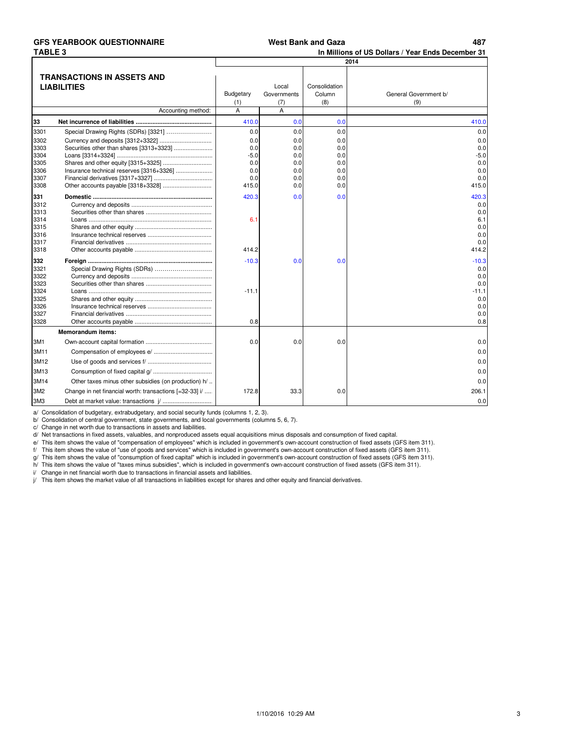**GFS YEARBOOK QUESTIONNAIRE** **West Bank and Gaza** 

**TABLE 3** **In Millions of US Dollars / Year Ends December 31**

| | TRANSACTIONS IN ASSETS AND LIABILITIES | Budgetary (1) | Local Governments (7) | Consolidation Column (8) | General Government b/ (9) |
|---|---|---|---|---|---|
| | | 2014 | | | |
| | Accounting method: | A | A | | |
| **33** | **Net incurrence of liabilities** | 410.0 | 0.0 | 0.0 | 410.0 |
| 3301 | Special Drawing Rights (SDRs) [3321] | 0.0 | 0.0 | 0.0 | 0.0 |
| 3302 | Currency and deposits [3312+3322] | 0.0 | 0.0 | 0.0 | 0.0 |
| 3303 | Securities other than shares [3313+3323] | 0.0 | 0.0 | 0.0 | 0.0 |
| 3304 | Loans [3314+3324] | -5.0 | 0.0 | 0.0 | -5.0 |
| 3305 | Shares and other equity [3315+3325] | 0.0 | 0.0 | 0.0 | 0.0 |
| 3306 | Insurance technical reserves [3316+3326] | 0.0 | 0.0 | 0.0 | 0.0 |
| 3307 | Financial derivatives [3317+3327] | 0.0 | 0.0 | 0.0 | 0.0 |
| 3308 | Other accounts payable [3318+3328] | 415.0 | 0.0 | 0.0 | 415.0 |
| **331** | **Domestic** | 420.3 | 0.0 | 0.0 | 420.3 |
| 3312 | Currency and deposits | | | | 0.0 |
| 3313 | Securities other than shares | | | | 0.0 |
| 3314 | Loans | 6.1 | | | 6.1 |
| 3315 | Shares and other equity | | | | 0.0 |
| 3316 | Insurance technical reserves | | | | 0.0 |
| 3317 | Financial derivatives | | | | 0.0 |
| 3318 | Other accounts payable | 414.2 | | | 414.2 |
| **332** | **Foreign** | -10.3 | 0.0 | 0.0 | -10.3 |
| 3321 | Special Drawing Rights (SDRs) | | | | 0.0 |
| 3322 | Currency and deposits | | | | 0.0 |
| 3323 | Securities other than shares | | | | 0.0 |
| 3324 | Loans | -11.1 | | | -11.1 |
| 3325 | Shares and other equity | | | | 0.0 |
| 3326 | Insurance technical reserves | | | | 0.0 |
| 3327 | Financial derivatives | | | | 0.0 |
| 3328 | Other accounts payable | 0.8 | | | 0.8 |
| | **Memorandum items:** | | | | |
| 3M1 | Own-account capital formation | 0.0 | 0.0 | 0.0 | 0.0 |
| 3M11 | Compensation of employees e/ | | | | 0.0 |
| 3M12 | Use of goods and services f/ | | | | 0.0 |
| 3M13 | Consumption of fixed capital g/ | | | | 0.0 |
| 3M14 | Other taxes minus other subsidies (on production) h/ | | | | 0.0 |
| 3M2 | Change in net financial worth: transactions [=32-33] i/ | 172.8 | 33.3 | 0.0 | 206.1 |
| 3M3 | Debt at market value: transactions j/ | | | | 0.0 |

a/ Consolidation of budgetary, extrabudgetary, and social security funds (columns 1, 2, 3).
b/ Consolidation of central government, state governments, and local governments (columns 5, 6, 7).
c/ Change in net worth due to transactions in assets and liabilities.
d/ Net transactions in fixed assets, valuables, and nonproduced assets equal acquisitions minus disposals and consumption of fixed capital.
e/ This item shows the value of "compensation of employees" which is included in government's own-account construction of fixed assets (GFS item 311).
f/ This item shows the value of "use of goods and services" which is included in government's own-account construction of fixed assets (GFS item 311).
g/ This item shows the value of "consumption of fixed capital" which is included in government's own-account construction of fixed assets (GFS item 311).
h/ This item shows the value of "taxes minus subsidies", which is included in government's own-account construction of fixed assets (GFS item 311).
i/ Change in net financial worth due to transactions in financial assets and liabilities.
j/ This item shows the market value of all transactions in liabilities except for shares and other equity and financial derivatives.

1/10/2016 10:29 AM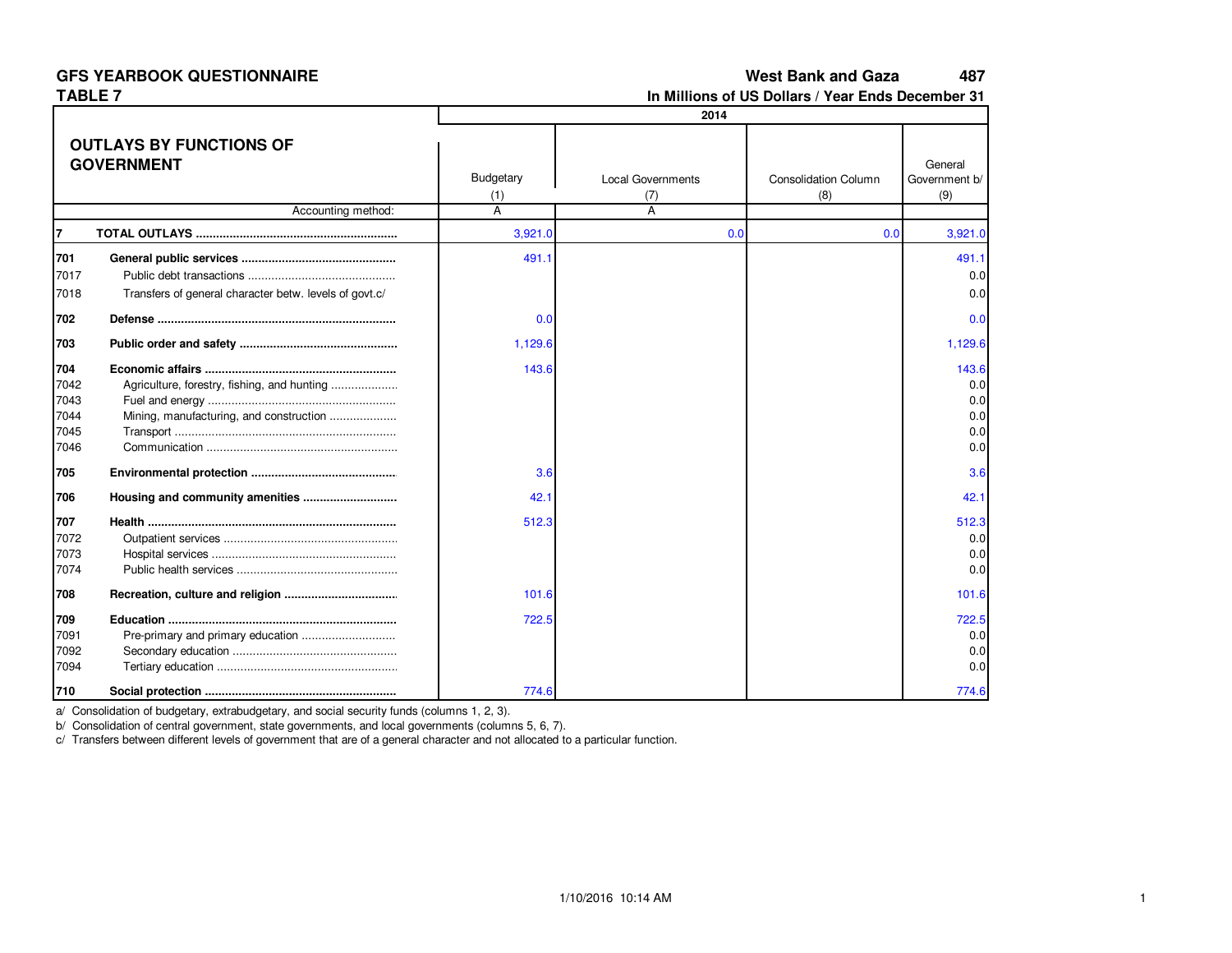**GFS YEARBOOK QUESTIONNAIRE**
**TABLE 7**

**West Bank and Gaza** **487**
**In Millions of US Dollars / Year Ends December 31**

| **OUTLAYS BY FUNCTIONS OF GOVERNMENT** | | 2014 | | | |
|---|---|---|---|---|---|
| | | Budgetary (1) | Local Governments (7) | Consolidation Column (8) | General Government b/ (9) |
| | Accounting method: | A | A | | |
| **7** | **TOTAL OUTLAYS** | 3,921.0 | 0.0 | 0.0 | 3,921.0 |
| **701** | **General public services** | 491.1 | | | 491.1 |
| 7017 | Public debt transactions | | | | 0.0 |
| 7018 | Transfers of general character betw. levels of govt.c/ | | | | 0.0 |
| **702** | **Defense** | 0.0 | | | 0.0 |
| **703** | **Public order and safety** | 1,129.6 | | | 1,129.6 |
| **704** | **Economic affairs** | 143.6 | | | 143.6 |
| 7042 | Agriculture, forestry, fishing, and hunting | | | | 0.0 |
| 7043 | Fuel and energy | | | | 0.0 |
| 7044 | Mining, manufacturing, and construction | | | | 0.0 |
| 7045 | Transport | | | | 0.0 |
| 7046 | Communication | | | | 0.0 |
| **705** | **Environmental protection** | 3.6 | | | 3.6 |
| **706** | **Housing and community amenities** | 42.1 | | | 42.1 |
| **707** | **Health** | 512.3 | | | 512.3 |
| 7072 | Outpatient services | | | | 0.0 |
| 7073 | Hospital services | | | | 0.0 |
| 7074 | Public health services | | | | 0.0 |
| **708** | **Recreation, culture and religion** | 101.6 | | | 101.6 |
| **709** | **Education** | 722.5 | | | 722.5 |
| 7091 | Pre-primary and primary education | | | | 0.0 |
| 7092 | Secondary education | | | | 0.0 |
| 7094 | Tertiary education | | | | 0.0 |
| **710** | **Social protection** | 774.6 | | | 774.6 |

a/ Consolidation of budgetary, extrabudgetary, and social security funds (columns 1, 2, 3).
b/ Consolidation of central government, state governments, and local governments (columns 5, 6, 7).
c/ Transfers between different levels of government that are of a general character and not allocated to a particular function.